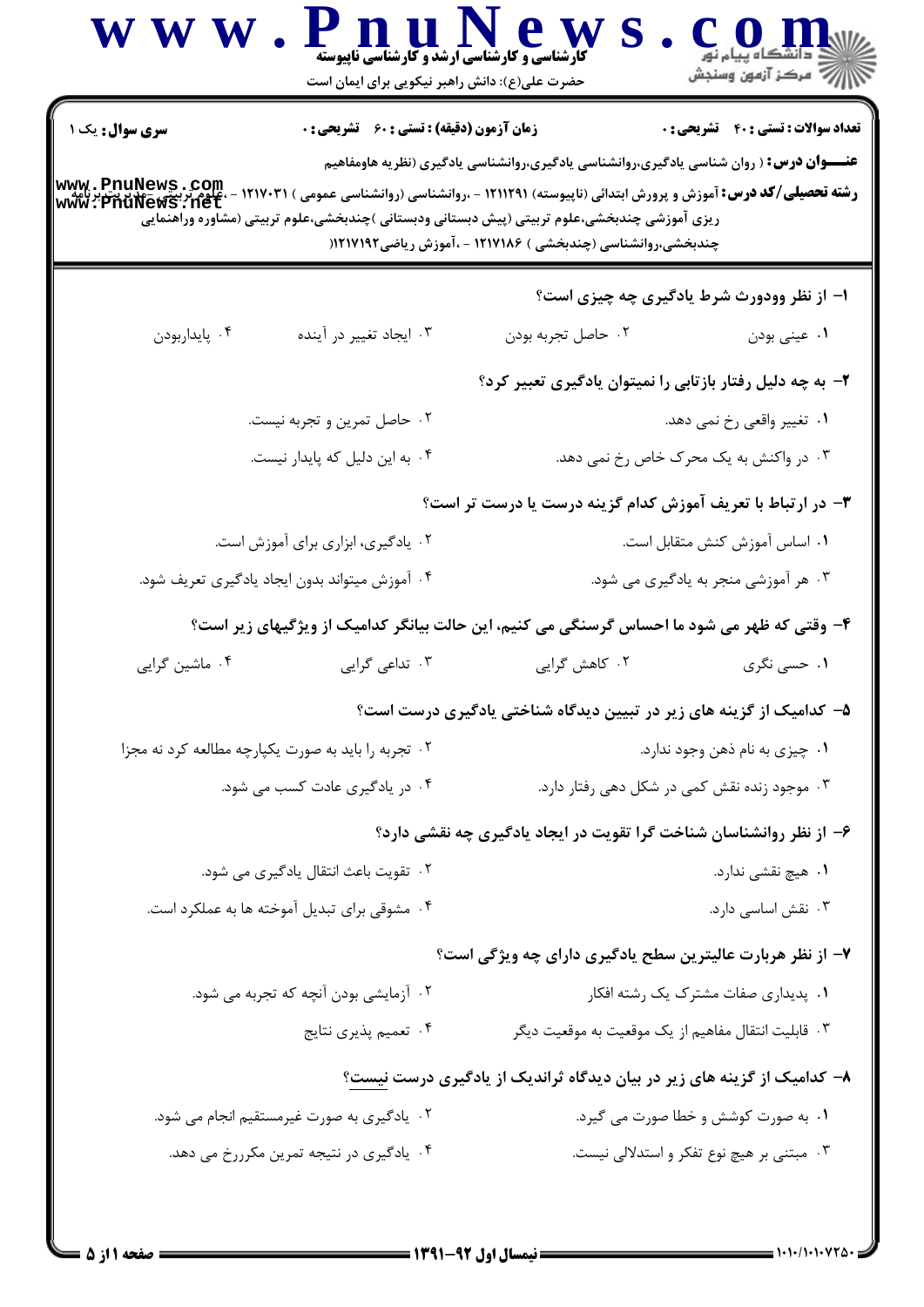کارشناسی و کارشناسی ارشد و کارشناسی ناپیوسته

حضرت علی(ع): دانش راهبر نیکویی برای ایمان است

**سری سؤال:** یک ۱ | **زمان آزمون (دقیقه) : تستی : ۶۰ تشریحی : ۰** | **تعداد سوالات : تستی : ۴۰ تشریحی : ۰**

**عنـــوان درس :** ( روان شناسی یادگیری،روانشناسی یادگیری،روانشناسی یادگیری (نظریه هاومفاهیم

**رشته تحصیلی/کد درس :** آموزش و پرورش ابتدائی (ناپیوسته) ۱۲۱۱۲۹۱ - ،روانشناسی (روانشناسی عمومی ) ۱۲۱۷۰۳۱ - ،علوم تربیتی -مدیریت وبرنامه ریزی آموزشی چندبخشی،علوم تربیتی (پیش دبستانی ودبستانی )چندبخشی،علوم تربیتی (مشاوره وراهنمایی چندبخشی،روانشناسی (چندبخشی ) ۱۲۱۷۱۸۶ - ،آموزش ریاضی۱۲۱۷۱۹۲(

**۱- از نظر وودورث شرط یادگیری چه چیزی است؟**

۱. عینی بودن
۲. حاصل تجربه بودن
۳. ایجاد تغییر در آینده
۴. پایداربودن

**۲- به چه دلیل رفتار بازتابی را نمیتوان یادگیری تعبیر کرد؟**

۱. تغییر واقعی رخ نمی دهد.
۲. حاصل تمرین و تجربه نیست.
۳. در واکنش به یک محرک خاص رخ نمی دهد.
۴. به این دلیل که پایدار نیست.

**۳- در ارتباط با تعریف آموزش کدام گزینه درست یا درست تر است؟**

۱. اساس آموزش کنش متقابل است.
۲. یادگیری، ابزاری برای آموزش است.
۳. هر آموزشی منجر به یادگیری می شود.
۴. آموزش میتواند بدون ایجاد یادگیری تعریف شود.

**۴- وقتی که ظهر می شود ما احساس گرسنگی می کنیم، این حالت بیانگر کدامیک از ویژگیهای زیر است؟**

۱. حسی نگری
۲. کاهش گرایی
۳. تداعی گرایی
۴. ماشین گرایی

**۵- کدامیک از گزینه های زیر در تبیین دیدگاه شناختی یادگیری درست است؟**

۱. چیزی به نام ذهن وجود ندارد.
۲. تجربه را باید به صورت یکپارچه مطالعه کرد نه مجزا
۳. موجود زنده نقش کمی در شکل دهی رفتار دارد.
۴. در یادگیری عادت کسب می شود.

**۶- از نظر روانشناسان شناخت گرا تقویت در ایجاد یادگیری چه نقشی دارد؟**

۱. هیچ نقشی ندارد.
۲. تقویت باعث انتقال یادگیری می شود.
۳. نقش اساسی دارد.
۴. مشوقی برای تبدیل آموخته ها به عملکرد است.

**۷- از نظر هربارت عالیترین سطح یادگیری دارای چه ویژگی است؟**

۱. پدیداری صفات مشترک یک رشته افکار
۲. آزمایشی بودن آنچه که تجربه می شود.
۳. قابلیت انتقال مفاهیم از یک موقعیت به موقعیت دیگر
۴. تعمیم پذیری نتایج

**۸- کدامیک از گزینه های زیر در بیان دیدگاه ثراندیک از یادگیری درست نیست؟**

۱. به صورت کوشش و خطا صورت می گیرد.
۲. یادگیری به صورت غیرمستقیم انجام می شود.
۳. مبتنی بر هیچ نوع تفکر و استدلالی نیست.
۴. یادگیری در نتیجه تمرین مکرررخ می دهد.

**نیمسال اول ۹۲-۱۳۹۱**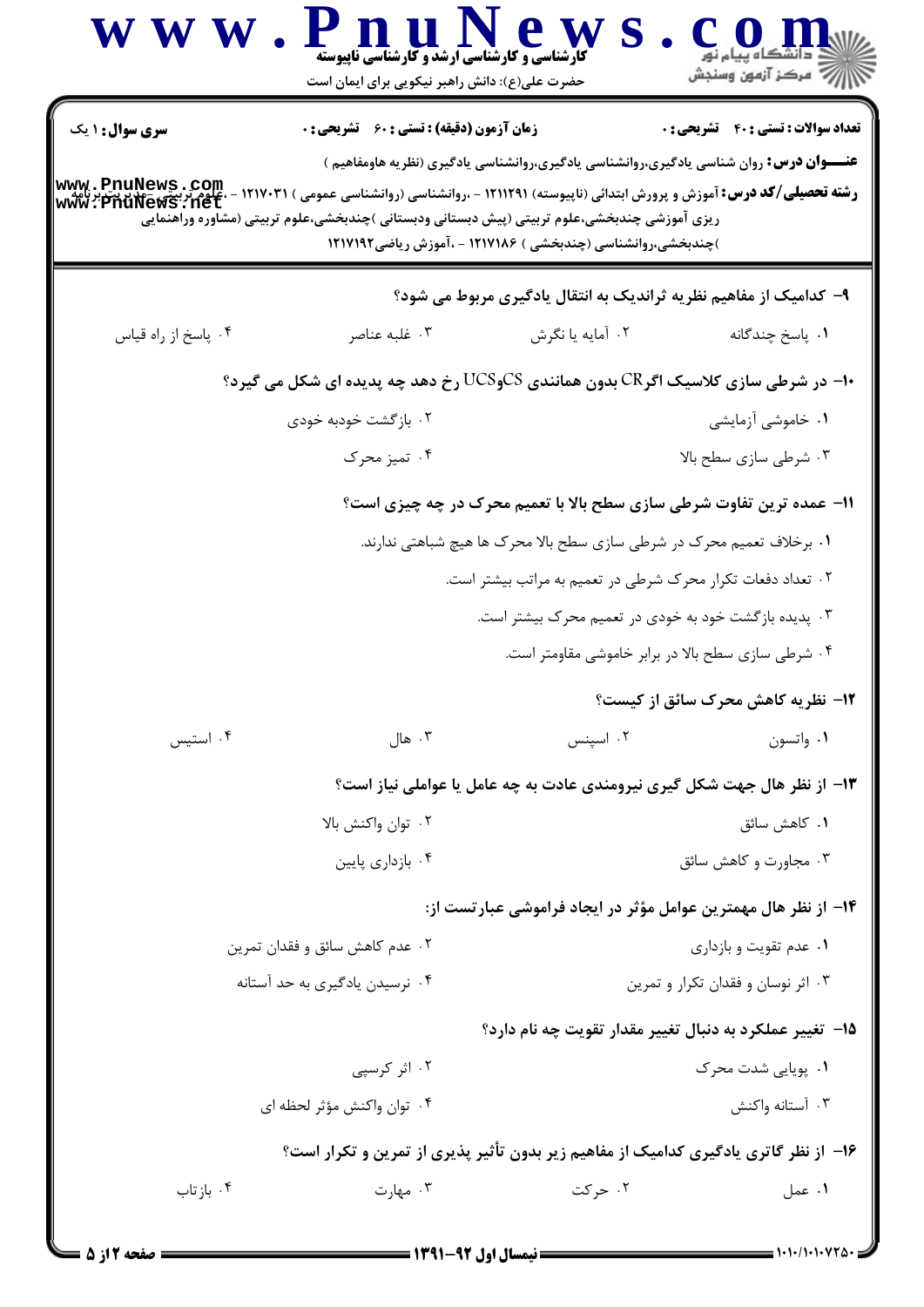**سری سوال: ۱ یک** | **زمان آزمون (دقیقه) : تستی : ۶۰ تشریحی : ۰** | **تعداد سوالات : تستی : ۴۰ تشریحی : ۰**

**عنـــوان درس:** روان شناسی یادگیری،روانشناسی یادگیری،روانشناسی یادگیری (نظریه هاومفاهیم )

**رشته تحصیلی/کد درس:** آموزش و پرورش ابتدائی (ناپیوسته) ۱۲۱۱۲۹۱ - ،روانشناسی (روانشناسی عمومی ) ۱۲۱۷۰۳۱ - ،علوم تربیتی -مدیریت وبرنامه ریزی آموزشی چندبخشی،علوم تربیتی (پیش دبستانی ودبستانی )چندبخشی،علوم تربیتی (مشاوره وراهنمایی )چندبخشی،روانشناسی (چندبخشی ) ۱۲۱۷۱۸۶ - ،آموزش ریاضی۱۲۱۷۱۹۲

**۹- کدامیک از مفاهیم نظریه ثراندیک به انتقال یادگیری مربوط می شود؟**

۱. پاسخ چندگانه
۲. آمایه یا نگرش
۳. غلبه عناصر
۴. پاسخ از راه قیاس

**۱۰- در شرطی سازی کلاسیک اگرCR بدون همانندی CSوUCS رخ دهد چه پدیده ای شکل می گیرد؟**

۱. خاموشی آزمایشی
۲. بازگشت خودبه خودی
۳. شرطی سازی سطح بالا
۴. تمیز محرک

**۱۱- عمده ترین تفاوت شرطی سازی سطح بالا با تعمیم محرک در چه چیزی است؟**

۱. برخلاف تعمیم محرک در شرطی سازی سطح بالا محرک ها هیچ شباهتی ندارند.
۲. تعداد دفعات تکرار محرک شرطی در تعمیم به مراتب بیشتر است.
۳. پدیده بازگشت خود به خودی در تعمیم محرک بیشتر است.
۴. شرطی سازی سطح بالا در برابر خاموشی مقاومتر است.

**۱۲- نظریه کاهش محرک سائق از کیست؟**

۱. واتسون
۲. اسپنس
۳. هال
۴. استیس

**۱۳- از نظر هال جهت شکل گیری نیرومندی عادت به چه عامل یا عواملی نیاز است؟**

۱. کاهش سائق
۲. توان واکنش بالا
۳. مجاورت و کاهش سائق
۴. بازداری پایین

**۱۴- از نظر هال مهمترین عوامل مؤثر در ایجاد فراموشی عبارتست از:**

۱. عدم تقویت و بازداری
۲. عدم کاهش سائق و فقدان تمرین
۳. اثر نوسان و فقدان تکرار و تمرین
۴. نرسیدن یادگیری به حد آستانه

**۱۵- تغییر عملکرد به دنبال تغییر مقدار تقویت چه نام دارد؟**

۱. پویایی شدت محرک
۲. اثر کرسپی
۳. آستانه واکنش
۴. توان واکنش مؤثر لحظه ای

**۱۶- از نظر گاتری یادگیری کدامیک از مفاهیم زیر بدون تأثیر پذیری از تمرین و تکرار است؟**

۱. عمل
۲. حرکت
۳. مهارت
۴. بازتاب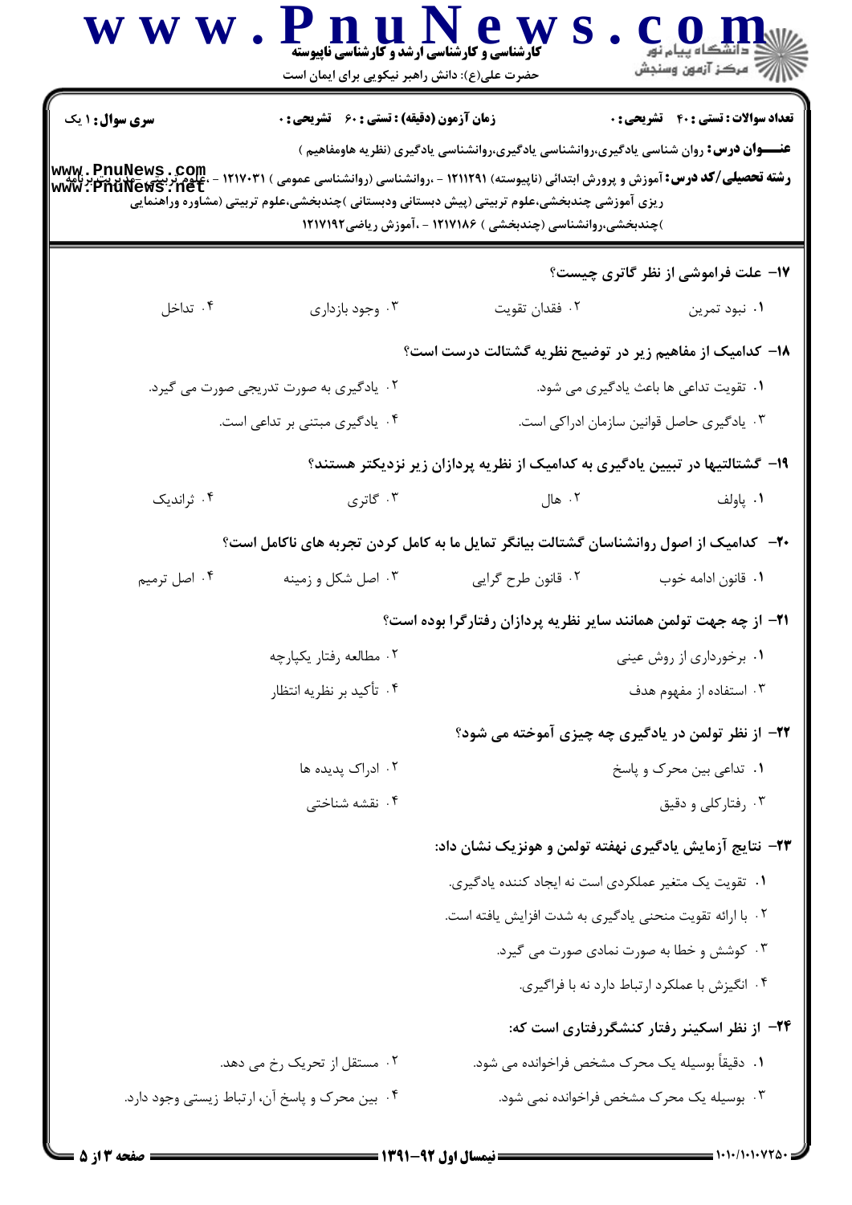**سری سوال:** ۱ یک

**زمان آزمون (دقیقه) : تستی : ۶۰ تشریحی : ۰**

**تعداد سوالات : تستی : ۴۰ تشریحی : ۰**

**عنـــوان درس:** روان شناسی یادگیری،روانشناسی یادگیری،روانشناسی یادگیری (نظریه هاومفاهیم )

**رشته تحصیلی/کد درس:** آموزش و پرورش ابتدائی (ناپیوسته) ۱۲۱۱۲۹۱ - ،روانشناسی (روانشناسی عمومی ) ۱۲۱۷۰۳۱ - ،علوم تربیتی -مدیریت وبرنامه ریزی آموزشی چندبخشی،علوم تربیتی (پیش دبستانی ودبستانی )چندبخشی،علوم تربیتی (مشاوره وراهنمایی )چندبخشی،روانشناسی (چندبخشی ) ۱۲۱۷۱۸۶ - ،آموزش ریاضی۱۲۱۷۱۹۲

**۱۷- علت فراموشی از نظر گاتری چیست؟**

۱. نبود تمرین
۲. فقدان تقویت
۳. وجود بازداری
۴. تداخل

**۱۸- کدامیک از مفاهیم زیر در توضیح نظریه گشتالت درست است؟**

۱. تقویت تداعی ها باعث یادگیری می شود.
۲. یادگیری به صورت تدریجی صورت می گیرد.
۳. یادگیری حاصل قوانین سازمان ادراکی است.
۴. یادگیری مبتنی بر تداعی است.

**۱۹- گشتالتیها در تبیین یادگیری به کدامیک از نظریه پردازان زیر نزدیکتر هستند؟**

۱. پاولف
۲. هال
۳. گاتری
۴. ثراندیک

**۲۰- کدامیک از اصول روانشناسان گشتالت بیانگر تمایل ما به کامل کردن تجربه های ناکامل است؟**

۱. قانون ادامه خوب
۲. قانون طرح گرایی
۳. اصل شکل و زمینه
۴. اصل ترمیم

**۲۱- از چه جهت تولمن همانند سایر نظریه پردازان رفتارگرا بوده است؟**

۱. برخورداری از روش عینی
۲. مطالعه رفتار یکپارچه
۳. استفاده از مفهوم هدف
۴. تأکید بر نظریه انتظار

**۲۲- از نظر تولمن در یادگیری چه چیزی آموخته می شود؟**

۱. تداعی بین محرک و پاسخ
۲. ادراک پدیده ها
۳. رفتارکلی و دقیق
۴. نقشه شناختی

**۲۳- نتایج آزمایش یادگیری نهفته تولمن و هونزیک نشان داد:**

۱. تقویت یک متغیر عملکردی است نه ایجاد کننده یادگیری.
۲. با ارائه تقویت منحنی یادگیری به شدت افزایش یافته است.
۳. کوشش و خطا به صورت نمادی صورت می گیرد.
۴. انگیزش با عملکرد ارتباط دارد نه با فراگیری.

**۲۴- از نظر اسکینر رفتار کنشگررفتاری است که:**

۱. دقیقاً بوسیله یک محرک مشخص فراخوانده می شود.
۲. مستقل از تحریک رخ می دهد.
۳. بوسیله یک محرک مشخص فراخوانده نمی شود.
۴. بین محرک و پاسخ آن، ارتباط زیستی وجود دارد.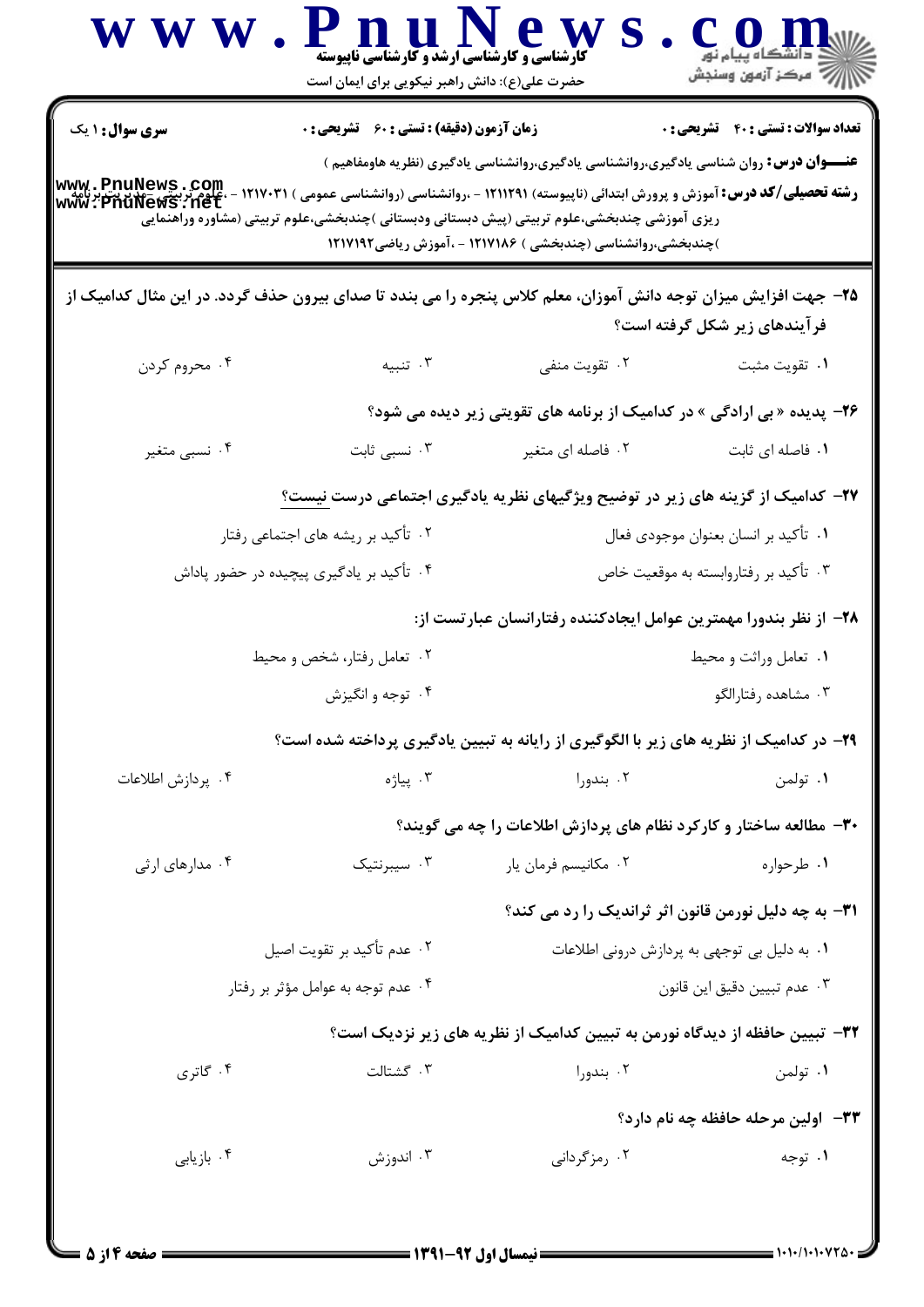**سری سوال:** ۱ یک | **زمان آزمون (دقیقه) : تستی : ۶۰ تشریحی : ۰** | **تعداد سوالات : تستی : ۴۰ تشریحی : ۰**

**عنـــوان درس:** روان شناسی یادگیری،روانشناسی یادگیری،روانشناسی یادگیری (نظریه هاومفاهیم )

**رشته تحصیلی/کد درس:** آموزش و پرورش ابتدائی (ناپیوسته) ۱۲۱۱۲۹۱ - ،روانشناسی (روانشناسی عمومی ) ۱۲۱۷۰۳۱ - ،علوم تربیتی -مدیریت وبرنامه ریزی آموزشی چندبخشی،علوم تربیتی (پیش دبستانی ودبستانی )چندبخشی،علوم تربیتی (مشاوره وراهنمایی )چندبخشی،روانشناسی (چندبخشی ) ۱۲۱۷۱۸۶ - ،آموزش ریاضی۱۲۱۷۱۹۲

**۲۵- جهت افزایش میزان توجه دانش آموزان، معلم کلاس پنجره را می بندد تا صدای بیرون حذف گردد. در این مثال کدامیک از فرآیندهای زیر شکل گرفته است؟**

۱. تقویت مثبت
۲. تقویت منفی
۳. تنبیه
۴. محروم کردن

**۲۶- پدیده « بی ارادگی » در کدامیک از برنامه های تقویتی زیر دیده می شود؟**

۱. فاصله ای ثابت
۲. فاصله ای متغیر
۳. نسبی ثابت
۴. نسبی متغیر

**۲۷- کدامیک از گزینه های زیر در توضیح ویژگیهای نظریه یادگیری اجتماعی درست نیست؟**

۱. تأکید بر انسان بعنوان موجودی فعال
۲. تأکید بر ریشه های اجتماعی رفتار
۳. تأکید بر رفتاروابسته به موقعیت خاص
۴. تأکید بر یادگیری پیچیده در حضور پاداش

**۲۸- از نظر بندورا مهمترین عوامل ایجادکننده رفتارانسان عبارتست از:**

۱. تعامل وراثت و محیط
۲. تعامل رفتار، شخص و محیط
۳. مشاهده رفتارالگو
۴. توجه و انگیزش

**۲۹- در کدامیک از نظریه های زیر با الگوگیری از رایانه به تبیین یادگیری پرداخته شده است؟**

۱. تولمن
۲. بندورا
۳. پیاژه
۴. پردازش اطلاعات

**۳۰- مطالعه ساختار و کارکرد نظام های پردازش اطلاعات را چه می گویند؟**

۱. طرحواره
۲. مکانیسم فرمان یار
۳. سیبرنتیک
۴. مدارهای ارثی

**۳۱- به چه دلیل نورمن قانون اثر ثراندیک را رد می کند؟**

۱. به دلیل بی توجهی به پردازش درونی اطلاعات
۲. عدم تأکید بر تقویت اصیل
۳. عدم تبیین دقیق این قانون
۴. عدم توجه به عوامل مؤثر بر رفتار

**۳۲- تبیین حافظه از دیدگاه نورمن به تبیین کدامیک از نظریه های زیر نزدیک است؟**

۱. تولمن
۲. بندورا
۳. گشتالت
۴. گاتری

**۳۳- اولین مرحله حافظه چه نام دارد؟**

۱. توجه
۲. رمزگردانی
۳. اندوزش
۴. بازیابی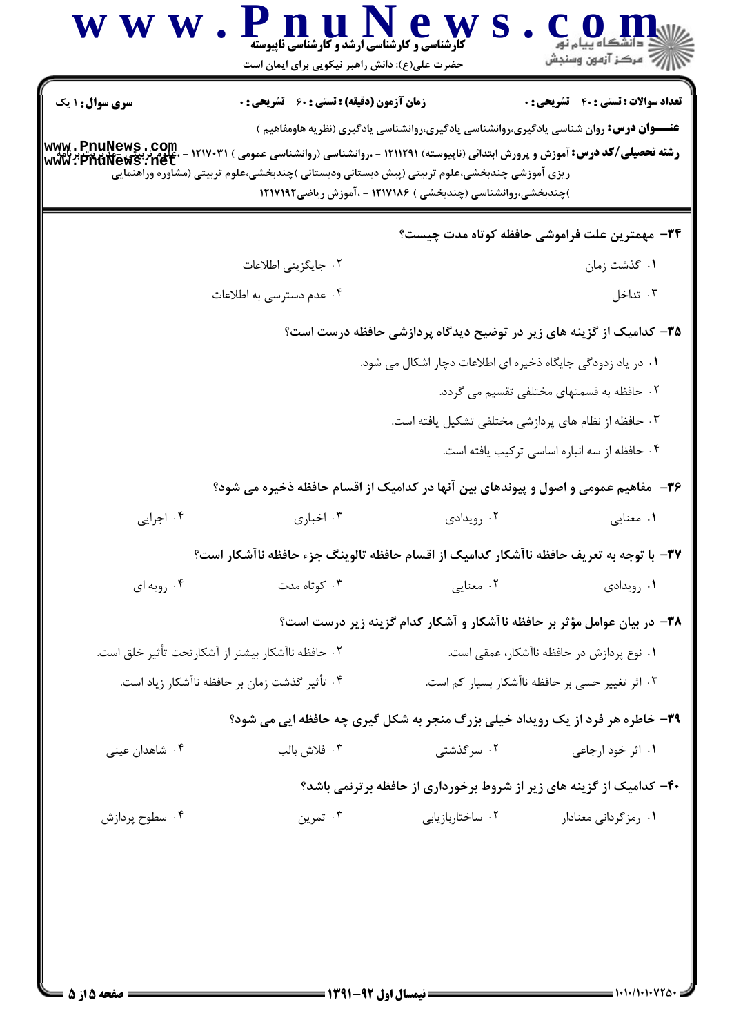**۳۴- مهمترین علت فراموشی حافظه کوتاه مدت چیست؟**

۱. گذشت زمان

۲. جایگزینی اطلاعات

۳. تداخل

۴. عدم دسترسی به اطلاعات

**۳۵- کدامیک از گزینه های زیر در توضیح دیدگاه پردازشی حافظه درست است؟**

۱. در یاد زدودگی جایگاه ذخیره ای اطلاعات دچار اشکال می شود.

۲. حافظه به قسمتهای مختلفی تقسیم می گردد.

۳. حافظه از نظام های پردازشی مختلفی تشکیل یافته است.

۴. حافظه از سه انباره اساسی ترکیب یافته است.

**۳۶- مفاهیم عمومی و اصول و پیوندهای بین آنها در کدامیک از اقسام حافظه ذخیره می شود؟**

۱. معنایی

۲. رویدادی

۳. اخباری

۴. اجرایی

**۳۷- با توجه به تعریف حافظه ناآشکار کدامیک از اقسام حافظه تالوینگ جزء حافظه ناآشکار است؟**

۱. رویدادی

۲. معنایی

۳. کوتاه مدت

۴. رویه ای

**۳۸- در بیان عوامل مؤثر بر حافظه ناآشکار و آشکار کدام گزینه زیر درست است؟**

۱. نوع پردازش در حافظه ناآشکار، عمقی است.

۲. حافظه ناآشکار بیشتر از آشکارتحت تأثیر خلق است.

۳. اثر تغییر حسی بر حافظه ناآشکار بسیار کم است.

۴. تأثیر گذشت زمان بر حافظه ناآشکار زیاد است.

**۳۹- خاطره هر فرد از یک رویداد خیلی بزرگ منجر به شکل گیری چه حافظه ایی می شود؟**

۱. اثر خود ارجاعی

۲. سرگذشتی

۳. فلاش بالب

۴. شاهدان عینی

**۴۰- کدامیک از گزینه های زیر از شروط برخورداری از حافظه برترنمی باشد؟**

۱. رمزگردانی معنادار

۲. ساختاربازیابی

۳. تمرین

۴. سطوح پردازش